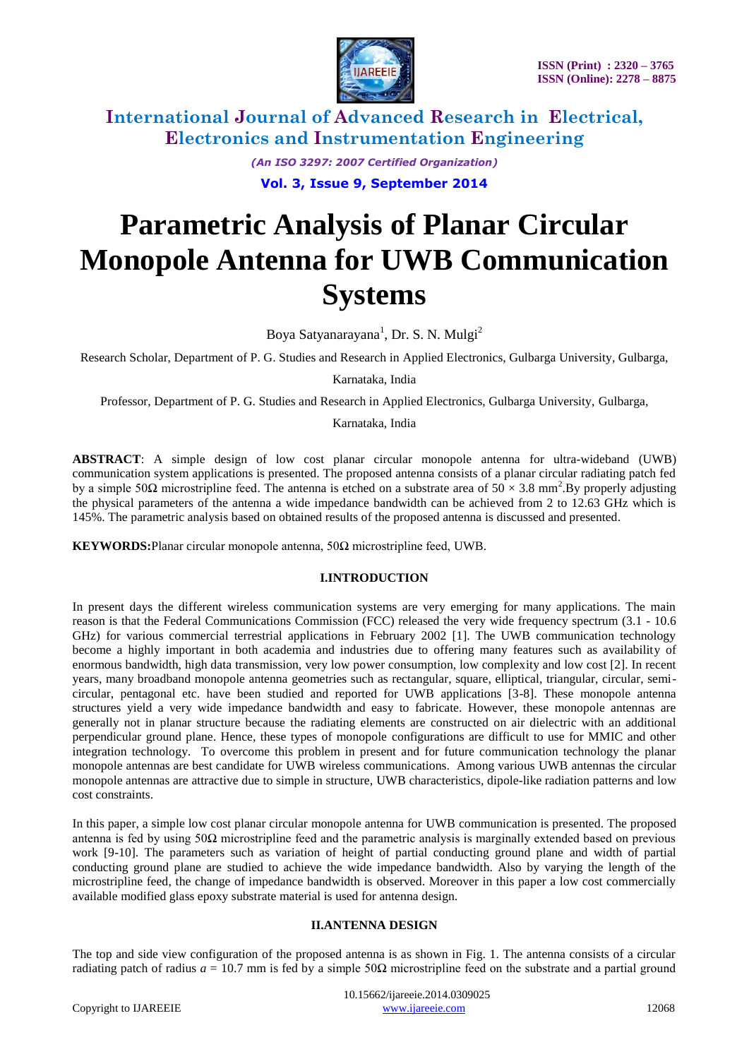# Parametric Analysis of Planar Circular Monopole Antenna for UWB Communication Systems

Boya Satyanarayana[1], Dr. S. N. Mulgi[2]

Research Scholar, Department of P. G. Studies and Research in Applied Electronics, Gulbarga University, Gulbarga, Karnataka, India

Professor, Department of P. G. Studies and Research in Applied Electronics, Gulbarga University, Gulbarga, Karnataka, India

**ABSTRACT**: A simple design of low cost planar circular monopole antenna for ultra-wideband (UWB) communication system applications is presented. The proposed antenna consists of a planar circular radiating patch fed by a simple 50Ω microstripline feed. The antenna is etched on a substrate area of $50 \times 3.8$ mm$^2$.By properly adjusting the physical parameters of the antenna a wide impedance bandwidth can be achieved from 2 to 12.63 GHz which is 145%. The parametric analysis based on obtained results of the proposed antenna is discussed and presented.

**KEYWORDS:**Planar circular monopole antenna, 50Ω microstripline feed, UWB.

## I.INTRODUCTION

In present days the different wireless communication systems are very emerging for many applications. The main reason is that the Federal Communications Commission (FCC) released the very wide frequency spectrum (3.1 - 10.6 GHz) for various commercial terrestrial applications in February 2002 [1]. The UWB communication technology become a highly important in both academia and industries due to offering many features such as availability of enormous bandwidth, high data transmission, very low power consumption, low complexity and low cost [2]. In recent years, many broadband monopole antenna geometries such as rectangular, square, elliptical, triangular, circular, semi-circular, pentagonal etc. have been studied and reported for UWB applications [3-8]. These monopole antenna structures yield a very wide impedance bandwidth and easy to fabricate. However, these monopole antennas are generally not in planar structure because the radiating elements are constructed on air dielectric with an additional perpendicular ground plane. Hence, these types of monopole configurations are difficult to use for MMIC and other integration technology. To overcome this problem in present and for future communication technology the planar monopole antennas are best candidate for UWB wireless communications. Among various UWB antennas the circular monopole antennas are attractive due to simple in structure, UWB characteristics, dipole-like radiation patterns and low cost constraints.

In this paper, a simple low cost planar circular monopole antenna for UWB communication is presented. The proposed antenna is fed by using 50Ω microstripline feed and the parametric analysis is marginally extended based on previous work [9-10]. The parameters such as variation of height of partial conducting ground plane and width of partial conducting ground plane are studied to achieve the wide impedance bandwidth. Also by varying the length of the microstripline feed, the change of impedance bandwidth is observed. Moreover in this paper a low cost commercially available modified glass epoxy substrate material is used for antenna design.

## II.ANTENNA DESIGN

The top and side view configuration of the proposed antenna is as shown in Fig. 1. The antenna consists of a circular radiating patch of radius $a = 10.7$ mm is fed by a simple 50Ω microstripline feed on the substrate and a partial ground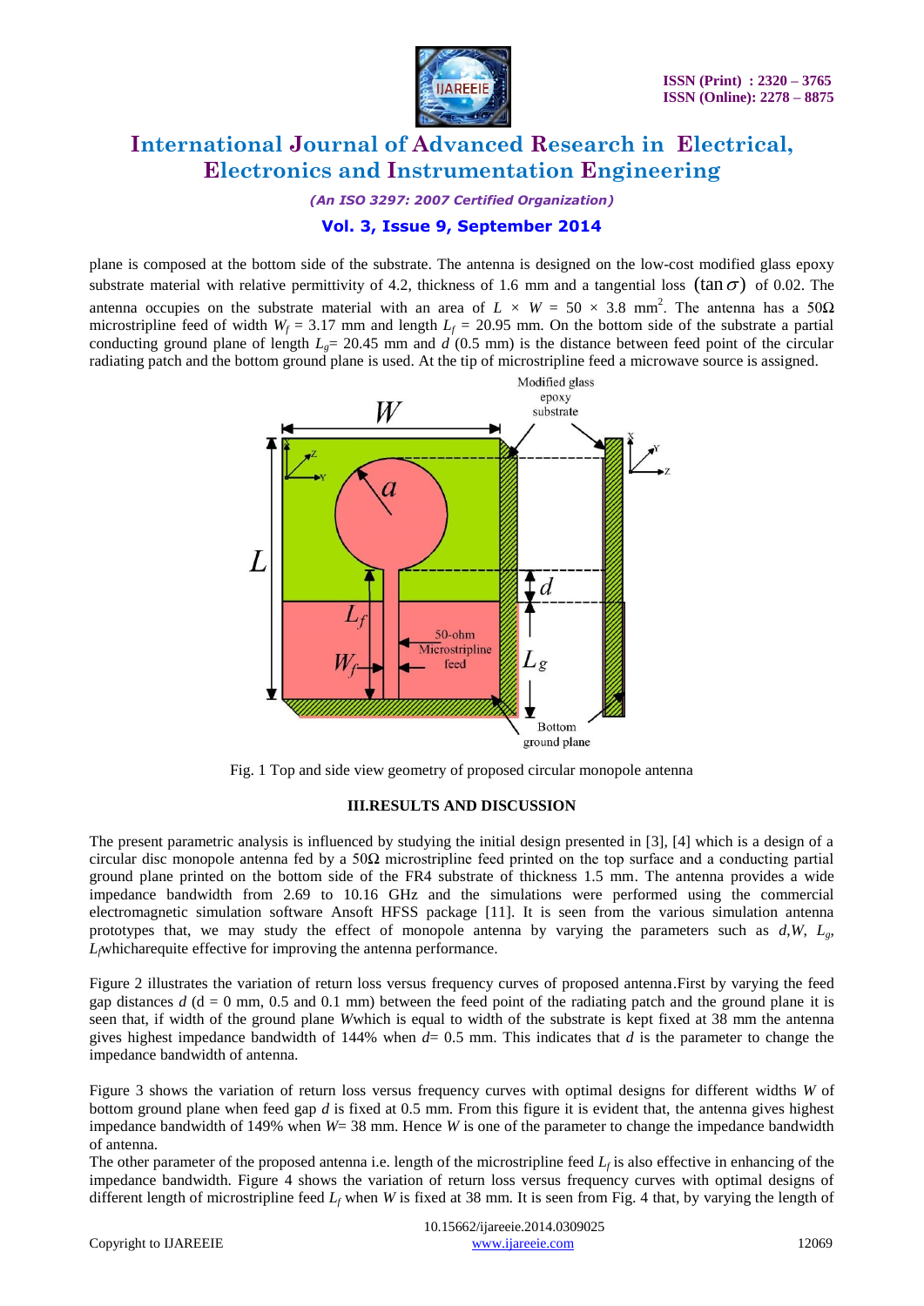plane is composed at the bottom side of the substrate. The antenna is designed on the low-cost modified glass epoxy substrate material with relative permittivity of 4.2, thickness of 1.6 mm and a tangential loss $(\tan\sigma)$ of 0.02. The antenna occupies on the substrate material with an area of $L \times W = 50 \times 3.8$ mm$^2$. The antenna has a 50Ω microstripline feed of width $W_f = 3.17$ mm and length $L_f = 20.95$ mm. On the bottom side of the substrate a partial conducting ground plane of length $L_g = 20.45$ mm and $d$ (0.5 mm) is the distance between feed point of the circular radiating patch and the bottom ground plane is used. At the tip of microstripline feed a microwave source is assigned.

Fig. 1 Top and side view geometry of proposed circular monopole antenna

### III.RESULTS AND DISCUSSION

The present parametric analysis is influenced by studying the initial design presented in [3], [4] which is a design of a circular disc monopole antenna fed by a 50Ω microstripline feed printed on the top surface and a conducting partial ground plane printed on the bottom side of the FR4 substrate of thickness 1.5 mm. The antenna provides a wide impedance bandwidth from 2.69 to 10.16 GHz and the simulations were performed using the commercial electromagnetic simulation software Ansoft HFSS package [11]. It is seen from the various simulation antenna prototypes that, we may study the effect of monopole antenna by varying the parameters such as $d$,$W$, $L_g$, $L_f$whicharequite effective for improving the antenna performance.

Figure 2 illustrates the variation of return loss versus frequency curves of proposed antenna.First by varying the feed gap distances $d$ (d = 0 mm, 0.5 and 0.1 mm) between the feed point of the radiating patch and the ground plane it is seen that, if width of the ground plane $W$which is equal to width of the substrate is kept fixed at 38 mm the antenna gives highest impedance bandwidth of 144% when $d$= 0.5 mm. This indicates that $d$ is the parameter to change the impedance bandwidth of antenna.

Figure 3 shows the variation of return loss versus frequency curves with optimal designs for different widths $W$ of bottom ground plane when feed gap $d$ is fixed at 0.5 mm. From this figure it is evident that, the antenna gives highest impedance bandwidth of 149% when $W$= 38 mm. Hence $W$ is one of the parameter to change the impedance bandwidth of antenna.

The other parameter of the proposed antenna i.e. length of the microstripline feed $L_f$ is also effective in enhancing of the impedance bandwidth. Figure 4 shows the variation of return loss versus frequency curves with optimal designs of different length of microstripline feed $L_f$ when $W$ is fixed at 38 mm. It is seen from Fig. 4 that, by varying the length of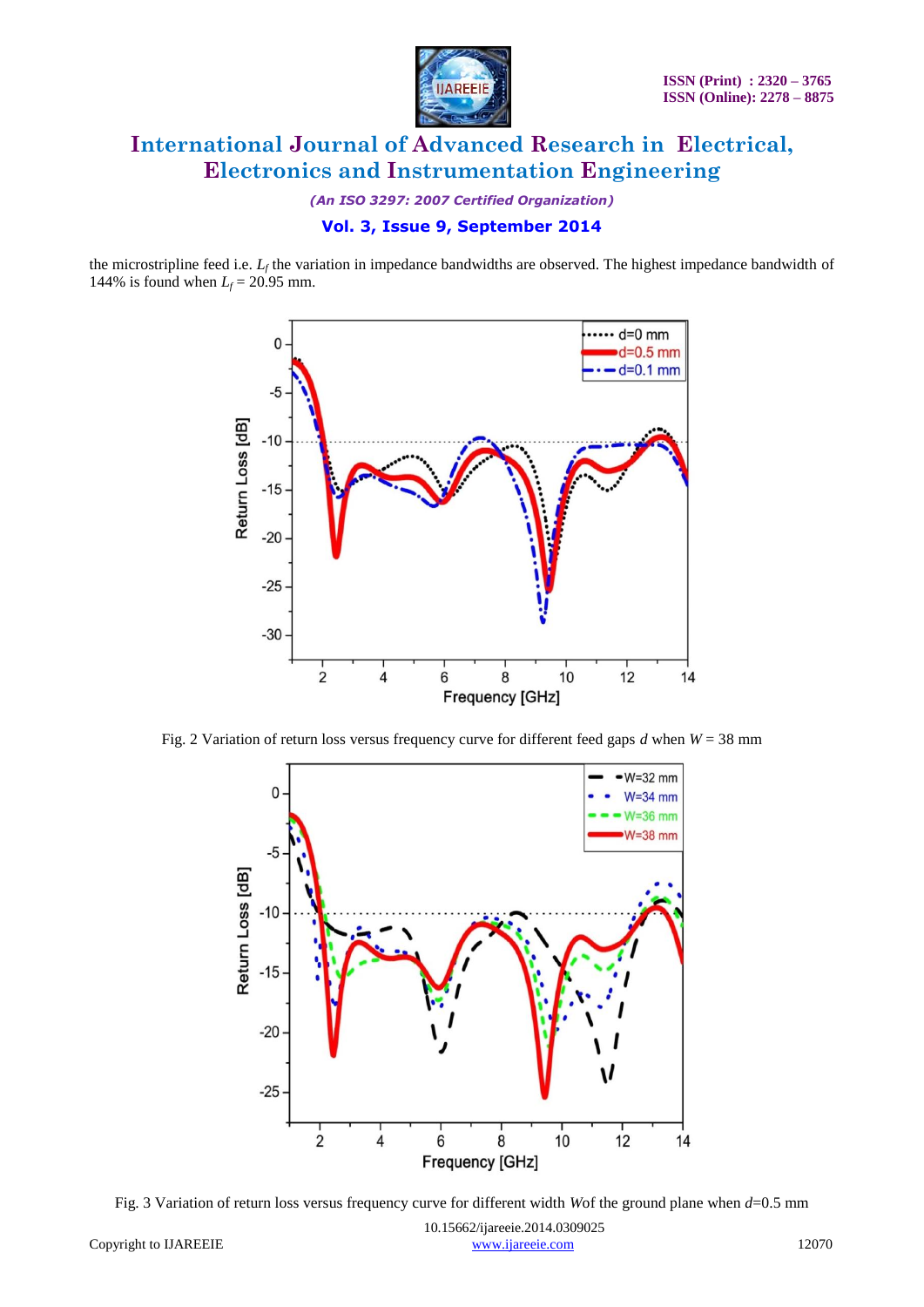the microstripline feed i.e. $L_f$ the variation in impedance bandwidths are observed. The highest impedance bandwidth of 144% is found when $L_f$ = 20.95 mm.

Fig. 2 Variation of return loss versus frequency curve for different feed gaps *d* when *W* = 38 mm

Fig. 3 Variation of return loss versus frequency curve for different width *W*of the ground plane when *d*=0.5 mm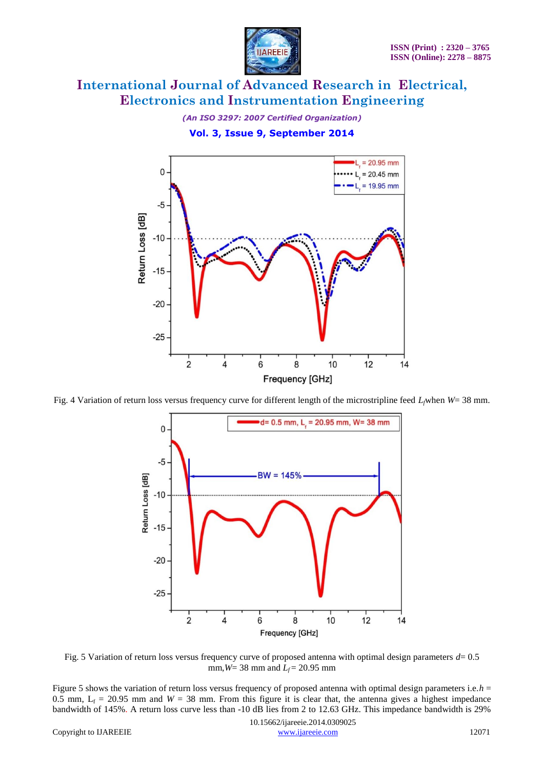Fig. 4 Variation of return loss versus frequency curve for different length of the microstripline feed $L_f$ when $W$= 38 mm.

Fig. 5 Variation of return loss versus frequency curve of proposed antenna with optimal design parameters $d$= 0.5 mm, $W$= 38 mm and $L_f$ = 20.95 mm

Figure 5 shows the variation of return loss versus frequency of proposed antenna with optimal design parameters i.e. $h$ = 0.5 mm, $L_f$ = 20.95 mm and $W$ = 38 mm. From this figure it is clear that, the antenna gives a highest impedance bandwidth of 145%. A return loss curve less than -10 dB lies from 2 to 12.63 GHz. This impedance bandwidth is 29%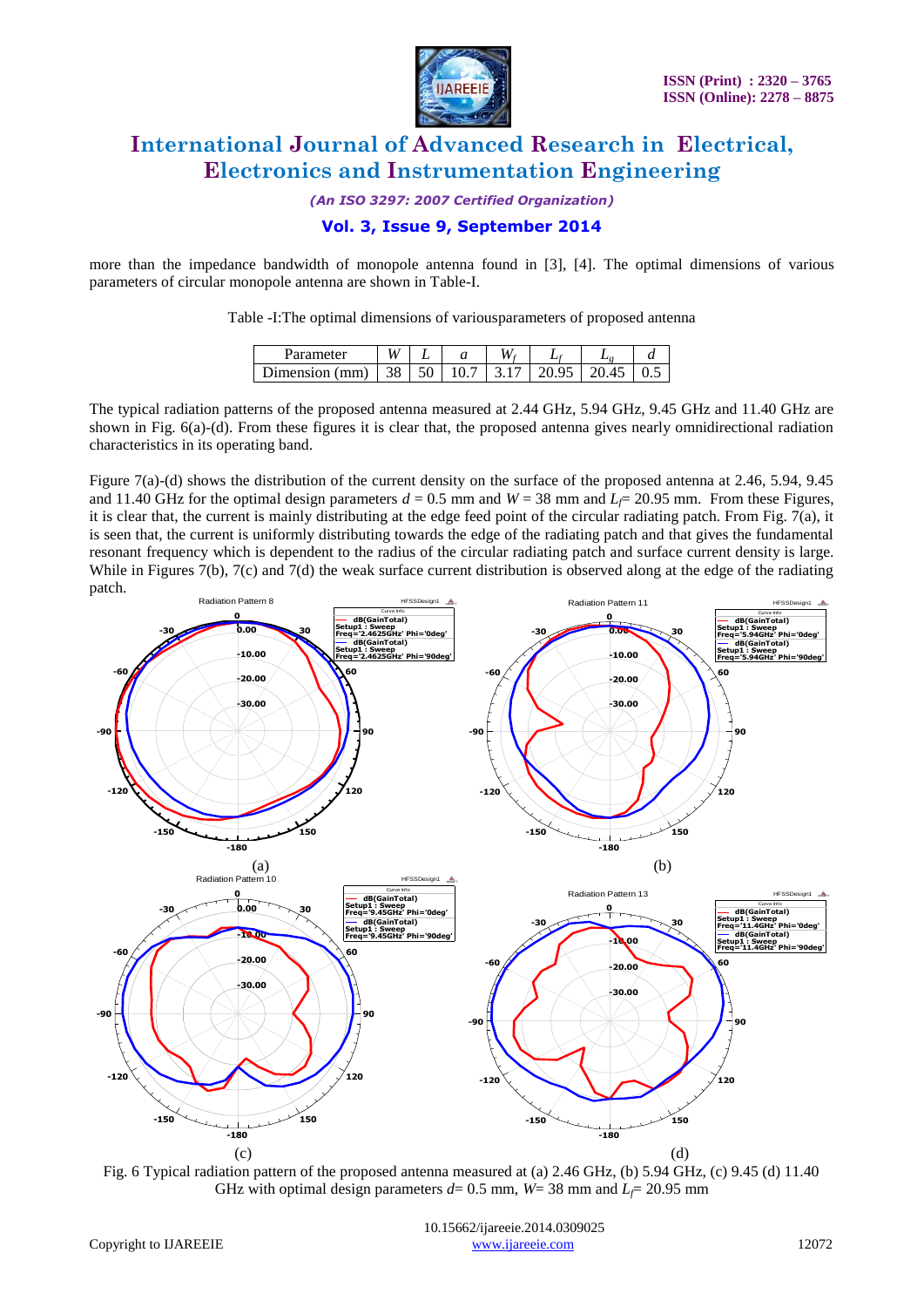more than the impedance bandwidth of monopole antenna found in [3], [4]. The optimal dimensions of various parameters of circular monopole antenna are shown in Table-I.

Table -I:The optimal dimensions of variousparameters of proposed antenna

| Parameter | $W$ | $L$ | $a$ | $W_f$ | $L_f$ | $L_g$ | $d$ |
|---|---|---|---|---|---|---|---|
| Dimension (mm) | 38 | 50 | 10.7 | 3.17 | 20.95 | 20.45 | 0.5 |

The typical radiation patterns of the proposed antenna measured at 2.44 GHz, 5.94 GHz, 9.45 GHz and 11.40 GHz are shown in Fig. 6(a)-(d). From these figures it is clear that, the proposed antenna gives nearly omnidirectional radiation characteristics in its operating band.

Figure 7(a)-(d) shows the distribution of the current density on the surface of the proposed antenna at 2.46, 5.94, 9.45 and 11.40 GHz for the optimal design parameters $d$ = 0.5 mm and $W$ = 38 mm and $L_f$= 20.95 mm. From these Figures, it is clear that, the current is mainly distributing at the edge feed point of the circular radiating patch. From Fig. 7(a), it is seen that, the current is uniformly distributing towards the edge of the radiating patch and that gives the fundamental resonant frequency which is dependent to the radius of the circular radiating patch and surface current density is large. While in Figures 7(b), 7(c) and 7(d) the weak surface current distribution is observed along at the edge of the radiating patch.

Fig. 6 Typical radiation pattern of the proposed antenna measured at (a) 2.46 GHz, (b) 5.94 GHz, (c) 9.45 (d) 11.40 GHz with optimal design parameters $d$= 0.5 mm, $W$= 38 mm and $L_f$= 20.95 mm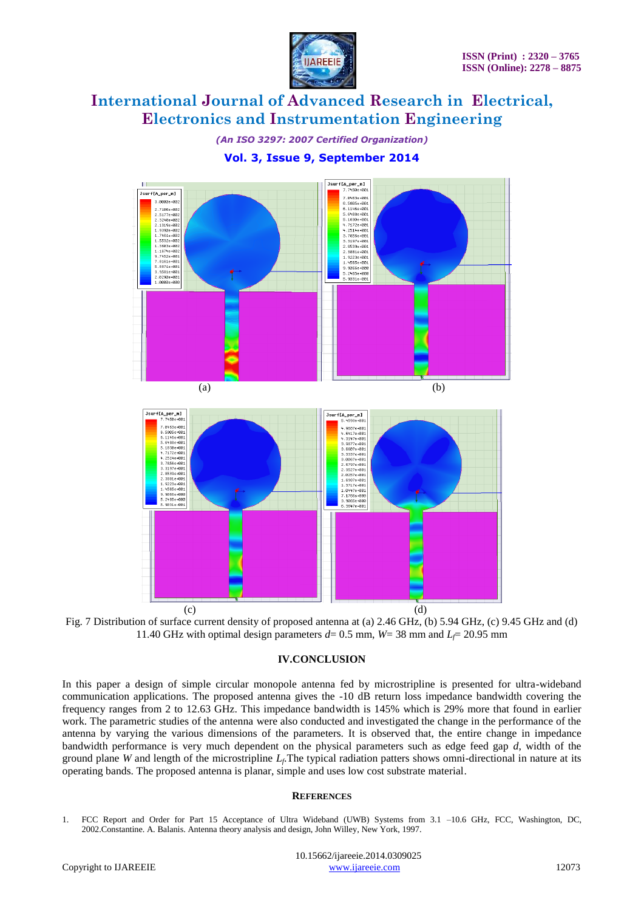(a) (b)

(c) (d)

Fig. 7 Distribution of surface current density of proposed antenna at (a) 2.46 GHz, (b) 5.94 GHz, (c) 9.45 GHz and (d) 11.40 GHz with optimal design parameters $d$= 0.5 mm, $W$= 38 mm and $L_f$= 20.95 mm

## IV.CONCLUSION

In this paper a design of simple circular monopole antenna fed by microstripline is presented for ultra-wideband communication applications. The proposed antenna gives the -10 dB return loss impedance bandwidth covering the frequency ranges from 2 to 12.63 GHz. This impedance bandwidth is 145% which is 29% more that found in earlier work. The parametric studies of the antenna were also conducted and investigated the change in the performance of the antenna by varying the various dimensions of the parameters. It is observed that, the entire change in impedance bandwidth performance is very much dependent on the physical parameters such as edge feed gap $d$, width of the ground plane $W$ and length of the microstripline $L_f$.The typical radiation patters shows omni-directional in nature at its operating bands. The proposed antenna is planar, simple and uses low cost substrate material.

## REFERENCES

1. FCC Report and Order for Part 15 Acceptance of Ultra Wideband (UWB) Systems from 3.1 –10.6 GHz, FCC, Washington, DC, 2002.Constantine. A. Balanis. Antenna theory analysis and design, John Willey, New York, 1997.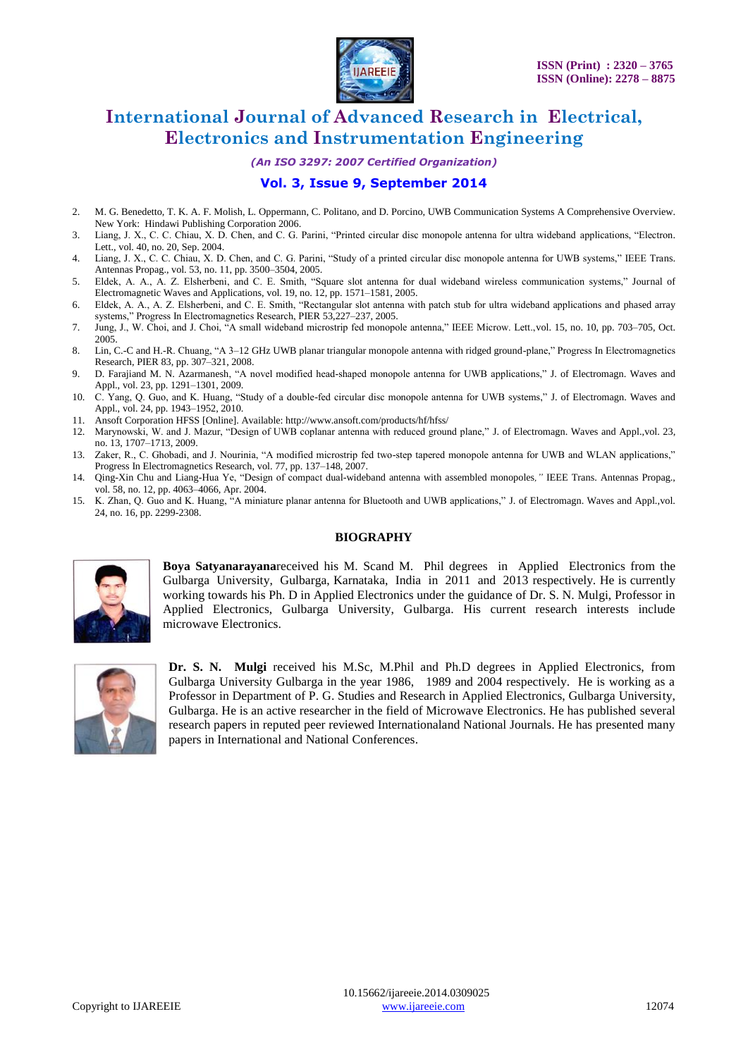2. M. G. Benedetto, T. K. A. F. Molish, L. Oppermann, C. Politano, and D. Porcino, UWB Communication Systems A Comprehensive Overview. New York: Hindawi Publishing Corporation 2006.
3. Liang, J. X., C. C. Chiau, X. D. Chen, and C. G. Parini, "Printed circular disc monopole antenna for ultra wideband applications, "Electron. Lett., vol. 40, no. 20, Sep. 2004.
4. Liang, J. X., C. C. Chiau, X. D. Chen, and C. G. Parini, "Study of a printed circular disc monopole antenna for UWB systems," IEEE Trans. Antennas Propag., vol. 53, no. 11, pp. 3500–3504, 2005.
5. Eldek, A. A., A. Z. Elsherbeni, and C. E. Smith, "Square slot antenna for dual wideband wireless communication systems," Journal of Electromagnetic Waves and Applications, vol. 19, no. 12, pp. 1571–1581, 2005.
6. Eldek, A. A., A. Z. Elsherbeni, and C. E. Smith, "Rectangular slot antenna with patch stub for ultra wideband applications and phased array systems," Progress In Electromagnetics Research, PIER 53,227–237, 2005.
7. Jung, J., W. Choi, and J. Choi, "A small wideband microstrip fed monopole antenna," IEEE Microw. Lett.,vol. 15, no. 10, pp. 703–705, Oct. 2005.
8. Lin, C.-C and H.-R. Chuang, "A 3–12 GHz UWB planar triangular monopole antenna with ridged ground-plane," Progress In Electromagnetics Research, PIER 83, pp. 307–321, 2008.
9. D. Farajiand M. N. Azarmanesh, "A novel modified head-shaped monopole antenna for UWB applications," J. of Electromagn. Waves and Appl., vol. 23, pp. 1291–1301, 2009.
10. C. Yang, Q. Guo, and K. Huang, "Study of a double-fed circular disc monopole antenna for UWB systems," J. of Electromagn. Waves and Appl., vol. 24, pp. 1943–1952, 2010.
11. Ansoft Corporation HFSS [Online]. Available: http://www.ansoft.com/products/hf/hfss/
12. Marynowski, W. and J. Mazur, "Design of UWB coplanar antenna with reduced ground plane," J. of Electromagn. Waves and Appl.,vol. 23, no. 13, 1707–1713, 2009.
13. Zaker, R., C. Ghobadi, and J. Nourinia, "A modified microstrip fed two-step tapered monopole antenna for UWB and WLAN applications," Progress In Electromagnetics Research, vol. 77, pp. 137–148, 2007.
14. Qing-Xin Chu and Liang-Hua Ye, "Design of compact dual-wideband antenna with assembled monopoles," IEEE Trans. Antennas Propag., vol. 58, no. 12, pp. 4063–4066, Apr. 2004.
15. K. Zhan, Q. Guo and K. Huang, "A miniature planar antenna for Bluetooth and UWB applications," J. of Electromagn. Waves and Appl.,vol. 24, no. 16, pp. 2299-2308.

## BIOGRAPHY

**Boya Satyanarayana**received his M. Scand M. Phil degrees in Applied Electronics from the Gulbarga University, Gulbarga, Karnataka, India in 2011 and 2013 respectively. He is currently working towards his Ph. D in Applied Electronics under the guidance of Dr. S. N. Mulgi, Professor in Applied Electronics, Gulbarga University, Gulbarga. His current research interests include microwave Electronics.

**Dr. S. N. Mulgi** received his M.Sc, M.Phil and Ph.D degrees in Applied Electronics, from Gulbarga University Gulbarga in the year 1986, 1989 and 2004 respectively. He is working as a Professor in Department of P. G. Studies and Research in Applied Electronics, Gulbarga University, Gulbarga. He is an active researcher in the field of Microwave Electronics. He has published several research papers in reputed peer reviewed Internationaland National Journals. He has presented many papers in International and National Conferences.